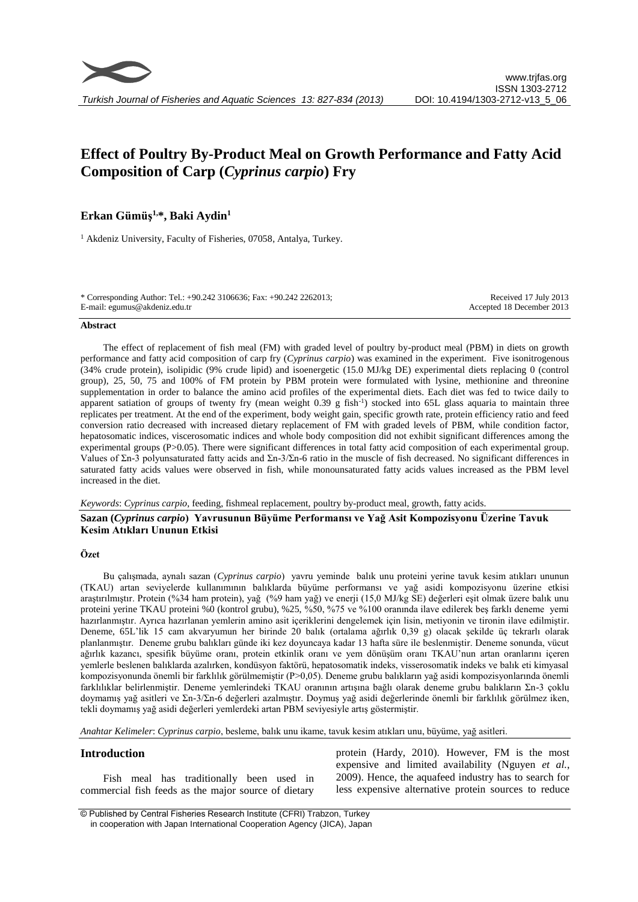# Effect of Poultry By-Product Meal on Growth Performance and Fatty Acid Composition of Carp (*Cyprinus carpio*) Fry

**Erkan Gümüş[1,*], Baki Aydin[1]**

[1] Akdeniz University, Faculty of Fisheries, 07058, Antalya, Turkey.

\* Corresponding Author: Tel.: +90.242 3106636; Fax: +90.242 2262013; E-mail: egumus@akdeniz.edu.tr

Received 17 July 2013
Accepted 18 December 2013

#### Abstract

The effect of replacement of fish meal (FM) with graded level of poultry by-product meal (PBM) in diets on growth performance and fatty acid composition of carp fry (*Cyprinus carpio*) was examined in the experiment. Five isonitrogenous (34% crude protein), isolipidic (9% crude lipid) and isoenergetic (15.0 MJ/kg DE) experimental diets replacing 0 (control group), 25, 50, 75 and 100% of FM protein by PBM protein were formulated with lysine, methionine and threonine supplementation in order to balance the amino acid profiles of the experimental diets. Each diet was fed to twice daily to apparent satiation of groups of twenty fry (mean weight 0.39 g fish$^{-1}$) stocked into 65L glass aquaria to maintain three replicates per treatment. At the end of the experiment, body weight gain, specific growth rate, protein efficiency ratio and feed conversion ratio decreased with increased dietary replacement of FM with graded levels of PBM, while condition factor, hepatosomatic indices, viscerosomatic indices and whole body composition did not exhibit significant differences among the experimental groups ($P>0.05$). There were significant differences in total fatty acid composition of each experimental group. Values of Σn-3 polyunsaturated fatty acids and Σn-3/Σn-6 ratio in the muscle of fish decreased. No significant differences in saturated fatty acids values were observed in fish, while monounsaturated fatty acids values increased as the PBM level increased in the diet.

*Keywords*: *Cyprinus carpio*, feeding, fishmeal replacement, poultry by-product meal, growth, fatty acids.

### Sazan (*Cyprinus carpio*) Yavrusunun Büyüme Performansı ve Yağ Asit Kompozisyonu Üzerine Tavuk Kesim Atıkları Ununun Etkisi

#### Özet

Bu çalışmada, aynalı sazan (*Cyprinus carpio*) yavru yeminde balık unu proteini yerine tavuk kesim atıkları ununun (TKAU) artan seviyelerde kullanımının balıklarda büyüme performansı ve yağ asidi kompozisyonu üzerine etkisi araştırılmıştır. Protein (%34 ham protein), yağ (%9 ham yağ) ve enerji (15,0 MJ/kg SE) değerleri eşit olmak üzere balık unu proteini yerine TKAU proteini %0 (kontrol grubu), %25, %50, %75 ve %100 oranında ilave edilerek beş farklı deneme yemi hazırlanmıştır. Ayrıca hazırlanan yemlerin amino asit içeriklerini dengelemek için lisin, metiyonin ve tironin ilave edilmiştir. Deneme, 65L'lik 15 cam akvaryumun her birinde 20 balık (ortalama ağırlık 0,39 g) olacak şekilde üç tekrarlı olarak planlanmıştır. Deneme grubu balıkları günde iki kez doyuncaya kadar 13 hafta süre ile beslenmiştir. Deneme sonunda, vücut ağırlık kazancı, spesifik büyüme oranı, protein etkinlik oranı ve yem dönüşüm oranı TKAU'nun artan oranlarını içeren yemlerle beslenen balıklarda azalırken, kondüsyon faktörü, hepatosomatik indeks, visserosomatik indeks ve balık eti kimyasal kompozisyonunda önemli bir farklılık görülmemiştir (P>0,05). Deneme grubu balıkların yağ asidi kompozisyonlarında önemli farklılıklar belirlenmiştir. Deneme yemlerindeki TKAU oranının artışına bağlı olarak deneme grubu balıkların Σn-3 çoklu doymamış yağ asitleri ve Σn-3/Σn-6 değerleri azalmıştır. Doymuş yağ asidi değerlerinde önemli bir farklılık görülmez iken, tekli doymamış yağ asidi değerleri yemlerdeki artan PBM seviyesiyle artış göstermiştir.

*Anahtar Kelimeler*: *Cyprinus carpio*, besleme, balık unu ikame, tavuk kesim atıkları unu, büyüme, yağ asitleri.

## Introduction

Fish meal has traditionally been used in commercial fish feeds as the major source of dietary protein (Hardy, 2010). However, FM is the most expensive and limited availability (Nguyen *et al.*, 2009). Hence, the aquafeed industry has to search for less expensive alternative protein sources to reduce

© Published by Central Fisheries Research Institute (CFRI) Trabzon, Turkey in cooperation with Japan International Cooperation Agency (JICA), Japan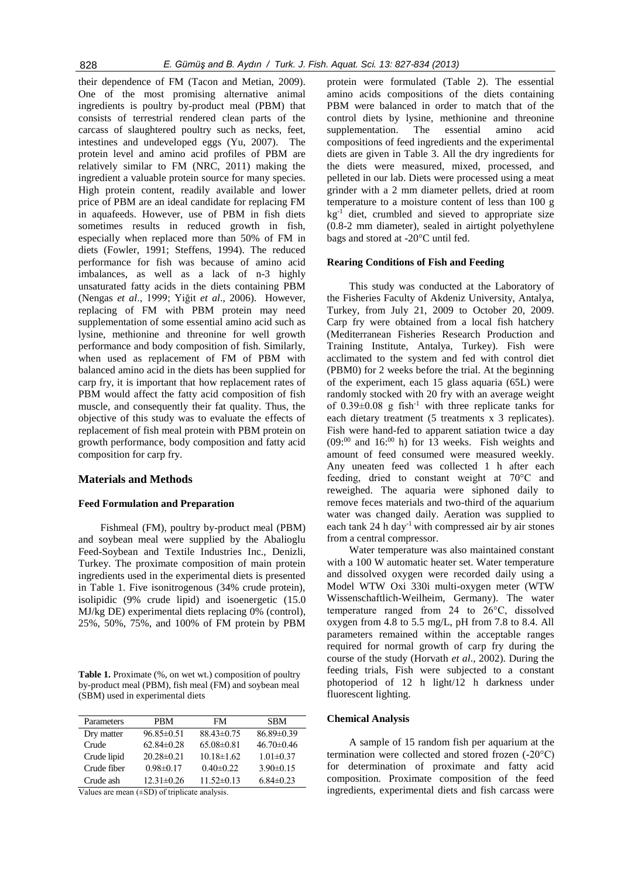their dependence of FM (Tacon and Metian, 2009). One of the most promising alternative animal ingredients is poultry by-product meal (PBM) that consists of terrestrial rendered clean parts of the carcass of slaughtered poultry such as necks, feet, intestines and undeveloped eggs (Yu, 2007). The protein level and amino acid profiles of PBM are relatively similar to FM (NRC, 2011) making the ingredient a valuable protein source for many species. High protein content, readily available and lower price of PBM are an ideal candidate for replacing FM in aquafeeds. However, use of PBM in fish diets sometimes results in reduced growth in fish, especially when replaced more than 50% of FM in diets (Fowler, 1991; Steffens, 1994). The reduced performance for fish was because of amino acid imbalances, as well as a lack of n-3 highly unsaturated fatty acids in the diets containing PBM (Nengas *et al*., 1999; Yiğit *et al*., 2006). However, replacing of FM with PBM protein may need supplementation of some essential amino acid such as lysine, methionine and threonine for well growth performance and body composition of fish. Similarly, when used as replacement of FM of PBM with balanced amino acid in the diets has been supplied for carp fry, it is important that how replacement rates of PBM would affect the fatty acid composition of fish muscle, and consequently their fat quality. Thus, the objective of this study was to evaluate the effects of replacement of fish meal protein with PBM protein on growth performance, body composition and fatty acid composition for carp fry.

## Materials and Methods

### Feed Formulation and Preparation

Fishmeal (FM), poultry by-product meal (PBM) and soybean meal were supplied by the Abalioglu Feed-Soybean and Textile Industries Inc., Denizli, Turkey. The proximate composition of main protein ingredients used in the experimental diets is presented in Table 1. Five isonitrogenous (34% crude protein), isolipidic (9% crude lipid) and isoenergetic (15.0 MJ/kg DE) experimental diets replacing 0% (control), 25%, 50%, 75%, and 100% of FM protein by PBM protein were formulated (Table 2). The essential amino acids compositions of the diets containing PBM were balanced in order to match that of the control diets by lysine, methionine and threonine supplementation. The essential amino acid compositions of feed ingredients and the experimental diets are given in Table 3. All the dry ingredients for the diets were measured, mixed, processed, and pelleted in our lab. Diets were processed using a meat grinder with a 2 mm diameter pellets, dried at room temperature to a moisture content of less than 100 g kg$^{-1}$ diet, crumbled and sieved to appropriate size (0.8-2 mm diameter), sealed in airtight polyethylene bags and stored at -20°C until fed.

**Table 1.** Proximate (%, on wet wt.) composition of poultry by-product meal (PBM), fish meal (FM) and soybean meal (SBM) used in experimental diets

| Parameters | PBM | FM | SBM |
|---|---|---|---|
| Dry matter | 96.85±0.51 | 88.43±0.75 | 86.89±0.39 |
| Crude | 62.84±0.28 | 65.08±0.81 | 46.70±0.46 |
| Crude lipid | 20.28±0.21 | 10.18±1.62 | 1.01±0.37 |
| Crude fiber | 0.98±0.17 | 0.40±0.22 | 3.90±0.15 |
| Crude ash | 12.31±0.26 | 11.52±0.13 | 6.84±0.23 |

Values are mean (±SD) of triplicate analysis.

### Rearing Conditions of Fish and Feeding

This study was conducted at the Laboratory of the Fisheries Faculty of Akdeniz University, Antalya, Turkey, from July 21, 2009 to October 20, 2009. Carp fry were obtained from a local fish hatchery (Mediterranean Fisheries Research Production and Training Institute, Antalya, Turkey). Fish were acclimated to the system and fed with control diet (PBM0) for 2 weeks before the trial. At the beginning of the experiment, each 15 glass aquaria (65L) were randomly stocked with 20 fry with an average weight of 0.39±0.08 g fish$^{-1}$ with three replicate tanks for each dietary treatment (5 treatments x 3 replicates). Fish were hand-fed to apparent satiation twice a day (09:$^{00}$ and 16:$^{00}$ h) for 13 weeks. Fish weights and amount of feed consumed were measured weekly. Any uneaten feed was collected 1 h after each feeding, dried to constant weight at 70°C and reweighed. The aquaria were siphoned daily to remove feces materials and two-third of the aquarium water was changed daily. Aeration was supplied to each tank 24 h day$^{-1}$ with compressed air by air stones from a central compressor.

Water temperature was also maintained constant with a 100 W automatic heater set. Water temperature and dissolved oxygen were recorded daily using a Model WTW Oxi 330i multi-oxygen meter (WTW Wissenschaftlich-Weilheim, Germany). The water temperature ranged from 24 to 26°C, dissolved oxygen from 4.8 to 5.5 mg/L, pH from 7.8 to 8.4. All parameters remained within the acceptable ranges required for normal growth of carp fry during the course of the study (Horvath *et al*., 2002). During the feeding trials, Fish were subjected to a constant photoperiod of 12 h light/12 h darkness under fluorescent lighting.

### Chemical Analysis

A sample of 15 random fish per aquarium at the termination were collected and stored frozen (-20°C) for determination of proximate and fatty acid composition. Proximate composition of the feed ingredients, experimental diets and fish carcass were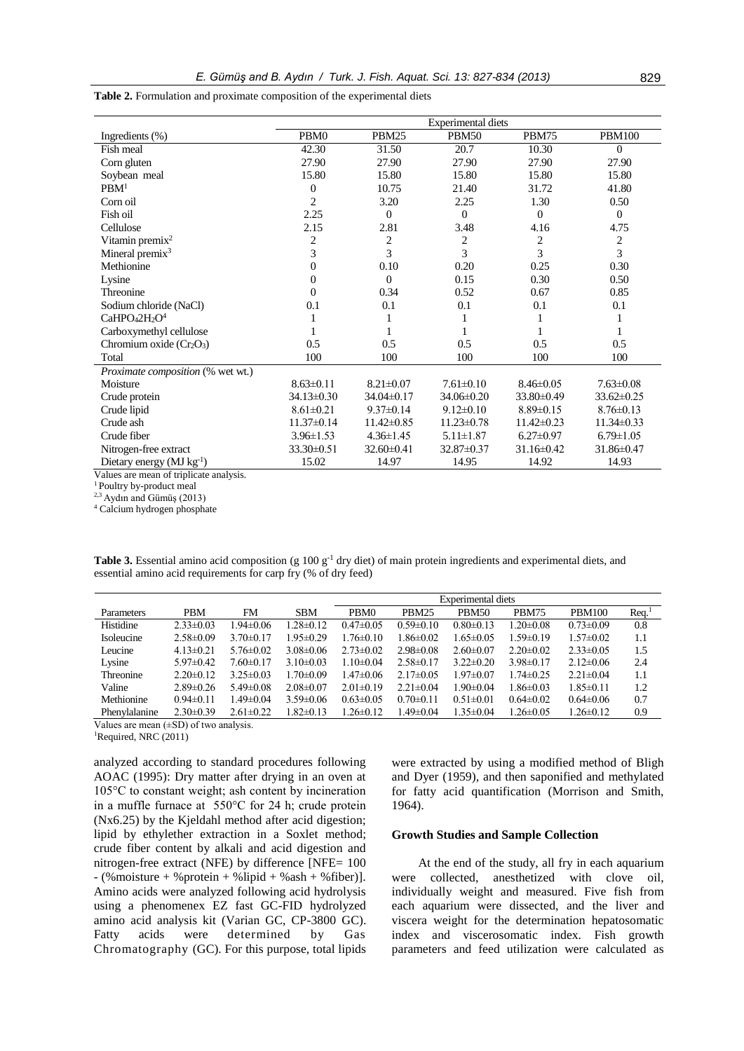**Table 2.** Formulation and proximate composition of the experimental diets

| Ingredients (%) | Experimental diets | | | | |
|---|---|---|---|---|---|
| | PBM0 | PBM25 | PBM50 | PBM75 | PBM100 |
| Fish meal | 42.30 | 31.50 | 20.7 | 10.30 | 0 |
| Corn gluten | 27.90 | 27.90 | 27.90 | 27.90 | 27.90 |
| Soybean meal | 15.80 | 15.80 | 15.80 | 15.80 | 15.80 |
| PBM[1] | 0 | 10.75 | 21.40 | 31.72 | 41.80 |
| Corn oil | 2 | 3.20 | 2.25 | 1.30 | 0.50 |
| Fish oil | 2.25 | 0 | 0 | 0 | 0 |
| Cellulose | 2.15 | 2.81 | 3.48 | 4.16 | 4.75 |
| Vitamin premix[2] | 2 | 2 | 2 | 2 | 2 |
| Mineral premix[3] | 3 | 3 | 3 | 3 | 3 |
| Methionine | 0 | 0.10 | 0.20 | 0.25 | 0.30 |
| Lysine | 0 | 0 | 0.15 | 0.30 | 0.50 |
| Threonine | 0 | 0.34 | 0.52 | 0.67 | 0.85 |
| Sodium chloride (NaCl) | 0.1 | 0.1 | 0.1 | 0.1 | 0.1 |
| $CaHPO_4 2H_2O$[4] | 1 | 1 | 1 | 1 | 1 |
| Carboxymethyl cellulose | 1 | 1 | 1 | 1 | 1 |
| Chromium oxide ($Cr_2O_3$) | 0.5 | 0.5 | 0.5 | 0.5 | 0.5 |
| Total | 100 | 100 | 100 | 100 | 100 |
| *Proximate composition* (% wet wt.) | | | | | |
| Moisture | 8.63±0.11 | 8.21±0.07 | 7.61±0.10 | 8.46±0.05 | 7.63±0.08 |
| Crude protein | 34.13±0.30 | 34.04±0.17 | 34.06±0.20 | 33.80±0.49 | 33.62±0.25 |
| Crude lipid | 8.61±0.21 | 9.37±0.14 | 9.12±0.10 | 8.89±0.15 | 8.76±0.13 |
| Crude ash | 11.37±0.14 | 11.42±0.85 | 11.23±0.78 | 11.42±0.23 | 11.34±0.33 |
| Crude fiber | 3.96±1.53 | 4.36±1.45 | 5.11±1.87 | 6.27±0.97 | 6.79±1.05 |
| Nitrogen-free extract | 33.30±0.51 | 32.60±0.41 | 32.87±0.37 | 31.16±0.42 | 31.86±0.47 |
| Dietary energy (MJ $kg^{-1}$) | 15.02 | 14.97 | 14.95 | 14.92 | 14.93 |

Values are mean of triplicate analysis.
[1] Poultry by-product meal
[2,3] Aydın and Gümüş (2013)
[4] Calcium hydrogen phosphate

**Table 3.** Essential amino acid composition (g 100 $g^{-1}$ dry diet) of main protein ingredients and experimental diets, and essential amino acid requirements for carp fry (% of dry feed)

| Parameters | PBM | FM | SBM | Experimental diets | | | | | |
|---|---|---|---|---|---|---|---|---|---|
| | | | | PBM0 | PBM25 | PBM50 | PBM75 | PBM100 | Req.[1] |
| Histidine | 2.33±0.03 | 1.94±0.06 | 1.28±0.12 | 0.47±0.05 | 0.59±0.10 | 0.80±0.13 | 1.20±0.08 | 0.73±0.09 | 0.8 |
| Isoleucine | 2.58±0.09 | 3.70±0.17 | 1.95±0.29 | 1.76±0.10 | 1.86±0.02 | 1.65±0.05 | 1.59±0.19 | 1.57±0.02 | 1.1 |
| Leucine | 4.13±0.21 | 5.76±0.02 | 3.08±0.06 | 2.73±0.02 | 2.98±0.08 | 2.60±0.07 | 2.20±0.02 | 2.33±0.05 | 1.5 |
| Lysine | 5.97±0.42 | 7.60±0.17 | 3.10±0.03 | 1.10±0.04 | 2.58±0.17 | 3.22±0.20 | 3.98±0.17 | 2.12±0.06 | 2.4 |
| Threonine | 2.20±0.12 | 3.25±0.03 | 1.70±0.09 | 1.47±0.06 | 2.17±0.05 | 1.97±0.07 | 1.74±0.25 | 2.21±0.04 | 1.1 |
| Valine | 2.89±0.26 | 5.49±0.08 | 2.08±0.07 | 2.01±0.19 | 2.21±0.04 | 1.90±0.04 | 1.86±0.03 | 1.85±0.11 | 1.2 |
| Methionine | 0.94±0.11 | 1.49±0.04 | 3.59±0.06 | 0.63±0.05 | 0.70±0.11 | 0.51±0.01 | 0.64±0.02 | 0.64±0.06 | 0.7 |
| Phenylalanine | 2.30±0.39 | 2.61±0.22 | 1.82±0.13 | 1.26±0.12 | 1.49±0.04 | 1.35±0.04 | 1.26±0.05 | 1.26±0.12 | 0.9 |

Values are mean (±SD) of two analysis.
[1]Required, NRC (2011)

analyzed according to standard procedures following AOAC (1995): Dry matter after drying in an oven at 105°C to constant weight; ash content by incineration in a muffle furnace at 550°C for 24 h; crude protein (Nx6.25) by the Kjeldahl method after acid digestion; lipid by ethylether extraction in a Soxlet method; crude fiber content by alkali and acid digestion and nitrogen-free extract (NFE) by difference [NFE= 100 - (%moisture + %protein + %lipid + %ash + %fiber)]. Amino acids were analyzed following acid hydrolysis using a phenomenex EZ fast GC-FID hydrolyzed amino acid analysis kit (Varian GC, CP-3800 GC). Fatty acids were determined by Gas Chromatography (GC). For this purpose, total lipids were extracted by using a modified method of Bligh and Dyer (1959), and then saponified and methylated for fatty acid quantification (Morrison and Smith, 1964).

### Growth Studies and Sample Collection

At the end of the study, all fry in each aquarium were collected, anesthetized with clove oil, individually weight and measured. Five fish from each aquarium were dissected, and the liver and viscera weight for the determination hepatosomatic index and viscerosomatic index. Fish growth parameters and feed utilization were calculated as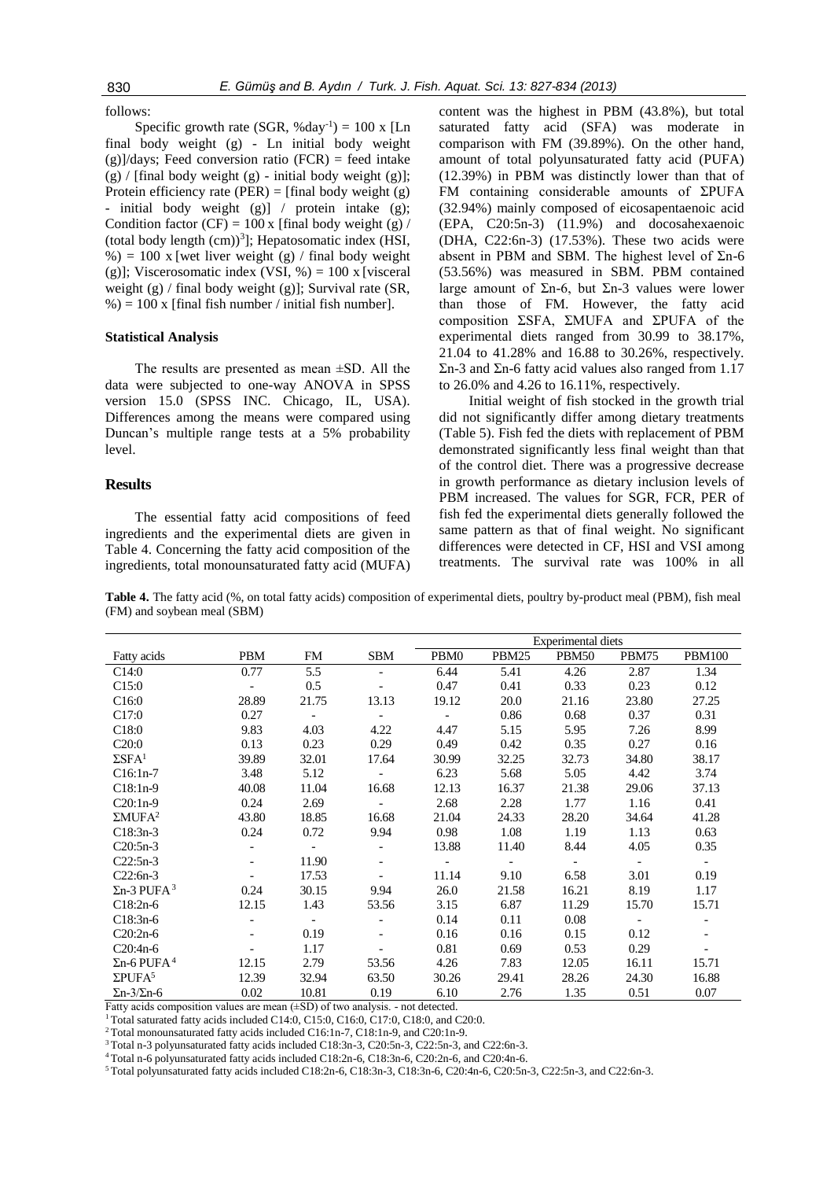follows:

Specific growth rate (SGR, %day$^{-1}$) = 100 x [Ln final body weight (g) - Ln initial body weight (g)]/days; Feed conversion ratio (FCR) = feed intake (g) / [final body weight (g) - initial body weight (g)]; Protein efficiency rate (PER) = [final body weight (g) - initial body weight (g)] / protein intake (g); Condition factor (CF) = 100 x [final body weight (g) / (total body length (cm))$^3$]; Hepatosomatic index (HSI, %) = 100 x [wet liver weight (g) / final body weight (g)]; Viscerosomatic index (VSI, %) = 100 x [visceral weight (g) / final body weight (g)]; Survival rate (SR, %) = 100 x [final fish number / initial fish number].

### Statistical Analysis

The results are presented as mean ±SD. All the data were subjected to one-way ANOVA in SPSS version 15.0 (SPSS INC. Chicago, IL, USA). Differences among the means were compared using Duncan's multiple range tests at a 5% probability level.

## Results

The essential fatty acid compositions of feed ingredients and the experimental diets are given in Table 4. Concerning the fatty acid composition of the ingredients, total monounsaturated fatty acid (MUFA) content was the highest in PBM (43.8%), but total saturated fatty acid (SFA) was moderate in comparison with FM (39.89%). On the other hand, amount of total polyunsaturated fatty acid (PUFA) (12.39%) in PBM was distinctly lower than that of FM containing considerable amounts of ΣPUFA (32.94%) mainly composed of eicosapentaenoic acid (EPA, C20:5n-3) (11.9%) and docosahexaenoic (DHA, C22:6n-3) (17.53%). These two acids were absent in PBM and SBM. The highest level of Σn-6 (53.56%) was measured in SBM. PBM contained large amount of Σn-6, but Σn-3 values were lower than those of FM. However, the fatty acid composition ΣSFA, ΣMUFA and ΣPUFA of the experimental diets ranged from 30.99 to 38.17%, 21.04 to 41.28% and 16.88 to 30.26%, respectively. Σn-3 and Σn-6 fatty acid values also ranged from 1.17 to 26.0% and 4.26 to 16.11%, respectively.

Initial weight of fish stocked in the growth trial did not significantly differ among dietary treatments (Table 5). Fish fed the diets with replacement of PBM demonstrated significantly less final weight than that of the control diet. There was a progressive decrease in growth performance as dietary inclusion levels of PBM increased. The values for SGR, FCR, PER of fish fed the experimental diets generally followed the same pattern as that of final weight. No significant differences were detected in CF, HSI and VSI among treatments. The survival rate was 100% in all

**Table 4.** The fatty acid (%, on total fatty acids) composition of experimental diets, poultry by-product meal (PBM), fish meal (FM) and soybean meal (SBM)

| | | | | Experimental diets | | | | |
|---|---|---|---|---|---|---|---|---|
| Fatty acids | PBM | FM | SBM | PBM0 | PBM25 | PBM50 | PBM75 | PBM100 |
| C14:0 | 0.77 | 5.5 | - | 6.44 | 5.41 | 4.26 | 2.87 | 1.34 |
| C15:0 | - | 0.5 | - | 0.47 | 0.41 | 0.33 | 0.23 | 0.12 |
| C16:0 | 28.89 | 21.75 | 13.13 | 19.12 | 20.0 | 21.16 | 23.80 | 27.25 |
| C17:0 | 0.27 | - | - | - | 0.86 | 0.68 | 0.37 | 0.31 |
| C18:0 | 9.83 | 4.03 | 4.22 | 4.47 | 5.15 | 5.95 | 7.26 | 8.99 |
| C20:0 | 0.13 | 0.23 | 0.29 | 0.49 | 0.42 | 0.35 | 0.27 | 0.16 |
| ΣSFA[1] | 39.89 | 32.01 | 17.64 | 30.99 | 32.25 | 32.73 | 34.80 | 38.17 |
| C16:1n-7 | 3.48 | 5.12 | - | 6.23 | 5.68 | 5.05 | 4.42 | 3.74 |
| C18:1n-9 | 40.08 | 11.04 | 16.68 | 12.13 | 16.37 | 21.38 | 29.06 | 37.13 |
| C20:1n-9 | 0.24 | 2.69 | - | 2.68 | 2.28 | 1.77 | 1.16 | 0.41 |
| ΣMUFA[2] | 43.80 | 18.85 | 16.68 | 21.04 | 24.33 | 28.20 | 34.64 | 41.28 |
| C18:3n-3 | 0.24 | 0.72 | 9.94 | 0.98 | 1.08 | 1.19 | 1.13 | 0.63 |
| C20:5n-3 | - | - | - | 13.88 | 11.40 | 8.44 | 4.05 | 0.35 |
| C22:5n-3 | - | 11.90 | - | - | - | - | - | - |
| C22:6n-3 | - | 17.53 | - | 11.14 | 9.10 | 6.58 | 3.01 | 0.19 |
| Σn-3 PUFA[3] | 0.24 | 30.15 | 9.94 | 26.0 | 21.58 | 16.21 | 8.19 | 1.17 |
| C18:2n-6 | 12.15 | 1.43 | 53.56 | 3.15 | 6.87 | 11.29 | 15.70 | 15.71 |
| C18:3n-6 | - | - | - | 0.14 | 0.11 | 0.08 | - | - |
| C20:2n-6 | - | 0.19 | - | 0.16 | 0.16 | 0.15 | 0.12 | - |
| C20:4n-6 | - | 1.17 | - | 0.81 | 0.69 | 0.53 | 0.29 | - |
| Σn-6 PUFA[4] | 12.15 | 2.79 | 53.56 | 4.26 | 7.83 | 12.05 | 16.11 | 15.71 |
| ΣPUFA[5] | 12.39 | 32.94 | 63.50 | 30.26 | 29.41 | 28.26 | 24.30 | 16.88 |
| Σn-3/Σn-6 | 0.02 | 10.81 | 0.19 | 6.10 | 2.76 | 1.35 | 0.51 | 0.07 |

Fatty acids composition values are mean (±SD) of two analysis. - not detected.
[1] Total saturated fatty acids included C14:0, C15:0, C16:0, C17:0, C18:0, and C20:0.
[2] Total monounsaturated fatty acids included C16:1n-7, C18:1n-9, and C20:1n-9.
[3] Total n-3 polyunsaturated fatty acids included C18:3n-3, C20:5n-3, C22:5n-3, and C22:6n-3.
[4] Total n-6 polyunsaturated fatty acids included C18:2n-6, C18:3n-6, C20:2n-6, and C20:4n-6.
[5] Total polyunsaturated fatty acids included C18:2n-6, C18:3n-3, C18:3n-6, C20:4n-6, C20:5n-3, C22:5n-3, and C22:6n-3.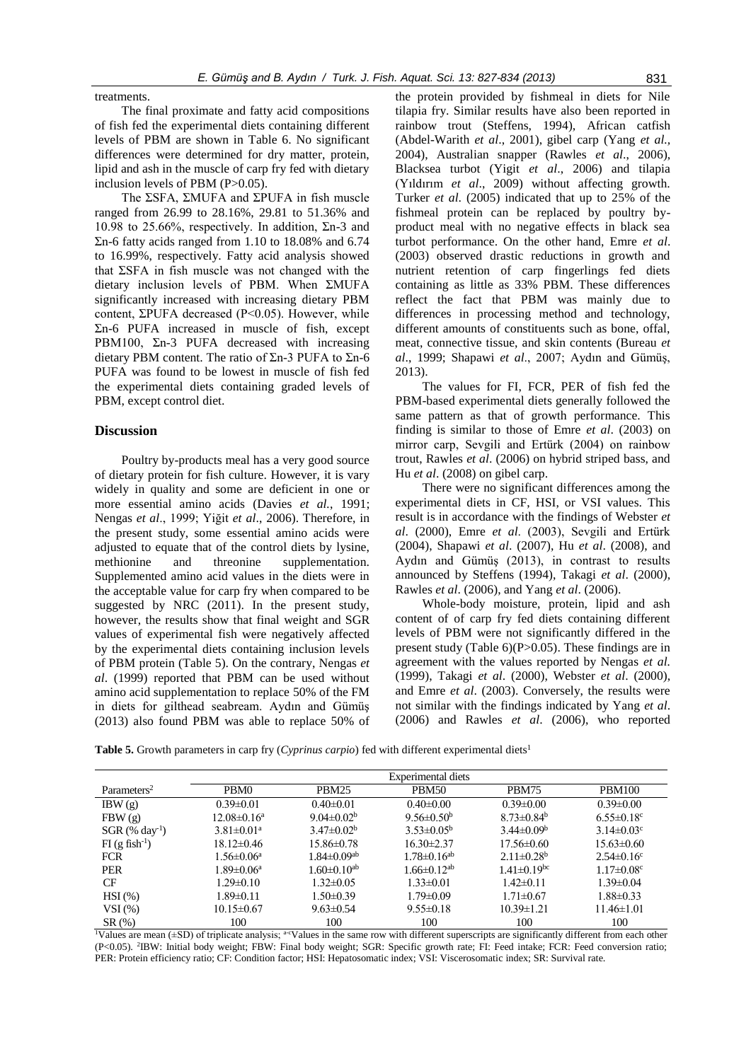treatments.

The final proximate and fatty acid compositions of fish fed the experimental diets containing different levels of PBM are shown in Table 6. No significant differences were determined for dry matter, protein, lipid and ash in the muscle of carp fry fed with dietary inclusion levels of PBM ($P>0.05$).

The ΣSFA, ΣMUFA and ΣPUFA in fish muscle ranged from 26.99 to 28.16%, 29.81 to 51.36% and 10.98 to 25.66%, respectively. In addition, Σn-3 and Σn-6 fatty acids ranged from 1.10 to 18.08% and 6.74 to 16.99%, respectively. Fatty acid analysis showed that ΣSFA in fish muscle was not changed with the dietary inclusion levels of PBM. When ΣMUFA significantly increased with increasing dietary PBM content, ΣPUFA decreased ($P<0.05$). However, while Σn-6 PUFA increased in muscle of fish, except PBM100, Σn-3 PUFA decreased with increasing dietary PBM content. The ratio of Σn-3 PUFA to Σn-6 PUFA was found to be lowest in muscle of fish fed the experimental diets containing graded levels of PBM, except control diet.

## Discussion

Poultry by-products meal has a very good source of dietary protein for fish culture. However, it is vary widely in quality and some are deficient in one or more essential amino acids (Davies *et al.*, 1991; Nengas *et al*., 1999; Yiğit *et al*., 2006). Therefore, in the present study, some essential amino acids were adjusted to equate that of the control diets by lysine, methionine and threonine supplementation. Supplemented amino acid values in the diets were in the acceptable value for carp fry when compared to be suggested by NRC (2011). In the present study, however, the results show that final weight and SGR values of experimental fish were negatively affected by the experimental diets containing inclusion levels of PBM protein (Table 5). On the contrary, Nengas *et al*. (1999) reported that PBM can be used without amino acid supplementation to replace 50% of the FM in diets for gilthead seabream. Aydın and Gümüş (2013) also found PBM was able to replace 50% of the protein provided by fishmeal in diets for Nile tilapia fry. Similar results have also been reported in rainbow trout (Steffens, 1994), African catfish (Abdel-Warith *et al*., 2001), gibel carp (Yang *et al.*, 2004), Australian snapper (Rawles *et al*., 2006), Blacksea turbot (Yigit *et al*., 2006) and tilapia (Yıldırım *et al*., 2009) without affecting growth. Turker *et al.* (2005) indicated that up to 25% of the fishmeal protein can be replaced by poultry by-product meal with no negative effects in black sea turbot performance. On the other hand, Emre *et al*. (2003) observed drastic reductions in growth and nutrient retention of carp fingerlings fed diets containing as little as 33% PBM. These differences reflect the fact that PBM was mainly due to differences in processing method and technology, different amounts of constituents such as bone, offal, meat, connective tissue, and skin contents (Bureau *et al*., 1999; Shapawi *et al*., 2007; Aydın and Gümüş, 2013).

The values for FI, FCR, PER of fish fed the PBM-based experimental diets generally followed the same pattern as that of growth performance. This finding is similar to those of Emre *et al*. (2003) on mirror carp, Sevgili and Ertürk (2004) on rainbow trout, Rawles *et al*. (2006) on hybrid striped bass, and Hu *et al*. (2008) on gibel carp.

There were no significant differences among the experimental diets in CF, HSI, or VSI values. This result is in accordance with the findings of Webster *et al*. (2000), Emre *et al*. (2003), Sevgili and Ertürk (2004), Shapawi *et al*. (2007), Hu *et al*. (2008), and Aydın and Gümüş (2013), in contrast to results announced by Steffens (1994), Takagi *et al*. (2000), Rawles *et al*. (2006), and Yang *et al*. (2006).

Whole-body moisture, protein, lipid and ash content of of carp fry fed diets containing different levels of PBM were not significantly differed in the present study (Table 6)($P>0.05$). These findings are in agreement with the values reported by Nengas *et al.* (1999), Takagi *et al*. (2000), Webster *et al*. (2000), and Emre *et al*. (2003). Conversely, the results were not similar with the findings indicated by Yang *et al*. (2006) and Rawles *et al*. (2006), who reported

**Table 5.** Growth parameters in carp fry (*Cyprinus carpio*) fed with different experimental diets[1]

| Parameters[2] | Experimental diets | | | | |
|---|---|---|---|---|---|
| | PBM0 | PBM25 | PBM50 | PBM75 | PBM100 |
| IBW (g) | 0.39±0.01 | 0.40±0.01 | 0.40±0.00 | 0.39±0.00 | 0.39±0.00 |
| FBW (g) | 12.08±0.16$^{a}$ | 9.04±0.02$^{b}$ | 9.56±0.50$^{b}$ | 8.73±0.84$^{b}$ | 6.55±0.18$^{c}$ |
| SGR (% day$^{-1}$) | 3.81±0.01$^{a}$ | 3.47±0.02$^{b}$ | 3.53±0.05$^{b}$ | 3.44±0.09$^{b}$ | 3.14±0.03$^{c}$ |
| FI (g fish$^{-1}$) | 18.12±0.46 | 15.86±0.78 | 16.30±2.37 | 17.56±0.60 | 15.63±0.60 |
| FCR | 1.56±0.06$^{a}$ | 1.84±0.09$^{ab}$ | 1.78±0.16$^{ab}$ | 2.11±0.28$^{b}$ | 2.54±0.16$^{c}$ |
| PER | 1.89±0.06$^{a}$ | 1.60±0.10$^{ab}$ | 1.66±0.12$^{ab}$ | 1.41±0.19$^{bc}$ | 1.17±0.08$^{c}$ |
| CF | 1.29±0.10 | 1.32±0.05 | 1.33±0.01 | 1.42±0.11 | 1.39±0.04 |
| HSI (%) | 1.89±0.11 | 1.50±0.39 | 1.79±0.09 | 1.71±0.67 | 1.88±0.33 |
| VSI (%) | 10.15±0.67 | 9.63±0.54 | 9.55±0.18 | 10.39±1.21 | 11.46±1.01 |
| SR (%) | 100 | 100 | 100 | 100 | 100 |

[1]Values are mean (±SD) of triplicate analysis; [a-c]Values in the same row with different superscripts are significantly different from each other ($P<0.05$). [2]IBW: Initial body weight; FBW: Final body weight; SGR: Specific growth rate; FI: Feed intake; FCR: Feed conversion ratio; PER: Protein efficiency ratio; CF: Condition factor; HSI: Hepatosomatic index; VSI: Viscerosomatic index; SR: Survival rate.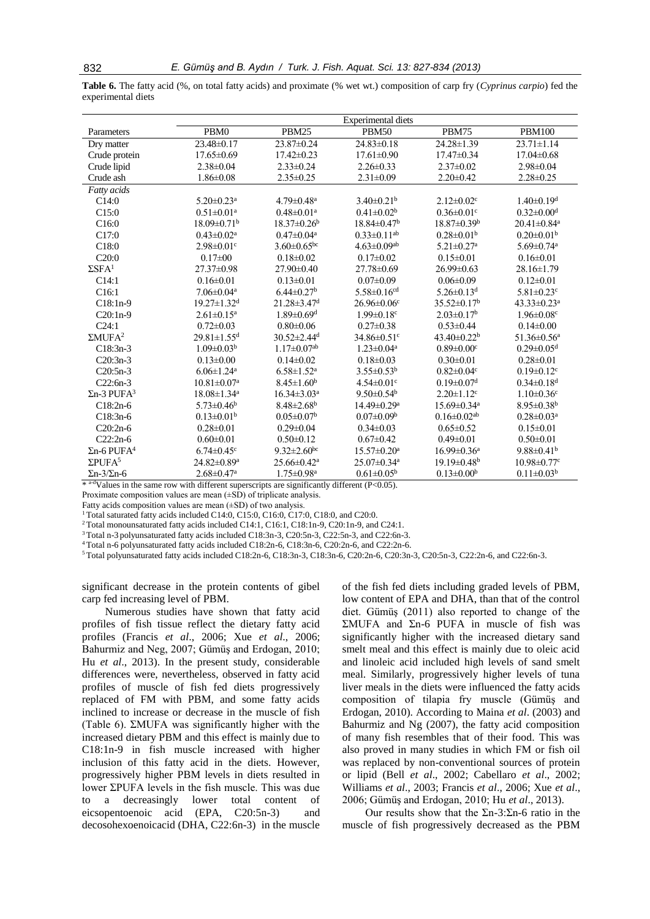**Table 6.** The fatty acid (%, on total fatty acids) and proximate (% wet wt.) composition of carp fry (*Cyprinus carpio*) fed the experimental diets

| | Experimental diets | | | | |
|---|---|---|---|---|---|
| Parameters | PBM0 | PBM25 | PBM50 | PBM75 | PBM100 |
| Dry matter | 23.48±0.17 | 23.87±0.24 | 24.83±0.18 | 24.28±1.39 | 23.71±1.14 |
| Crude protein | 17.65±0.69 | 17.42±0.23 | 17.61±0.90 | 17.47±0.34 | 17.04±0.68 |
| Crude lipid | 2.38±0.04 | 2.33±0.24 | 2.26±0.33 | 2.37±0.02 | 2.98±0.04 |
| Crude ash | 1.86±0.08 | 2.35±0.25 | 2.31±0.09 | 2.20±0.42 | 2.28±0.25 |
| *Fatty acids* | | | | | |
| C14:0 | 5.20±0.23[a] | 4.79±0.48[a] | 3.40±0.21[b] | 2.12±0.02[c] | 1.40±0.19[d] |
| C15:0 | 0.51±0.01[a] | 0.48±0.01[a] | 0.41±0.02[b] | 0.36±0.01[c] | 0.32±0.00[d] |
| C16:0 | 18.09±0.71[b] | 18.37±0.26[b] | 18.84±0.47[b] | 18.87±0.39[b] | 20.41±0.84[a] |
| C17:0 | 0.43±0.02[a] | 0.47±0.04[a] | 0.33±0.11[ab] | 0.28±0.01[b] | 0.20±0.01[b] |
| C18:0 | 2.98±0.01[c] | 3.60±0.65[bc] | 4.63±0.09[ab] | 5.21±0.27[a] | 5.69±0.74[a] |
| C20:0 | 0.17±00 | 0.18±0.02 | 0.17±0.02 | 0.15±0.01 | 0.16±0.01 |
| ΣSFA[1] | 27.37±0.98 | 27.90±0.40 | 27.78±0.69 | 26.99±0.63 | 28.16±1.79 |
| C14:1 | 0.16±0.01 | 0.13±0.01 | 0.07±0.09 | 0.06±0.09 | 0.12±0.01 |
| C16:1 | 7.06±0.04[a] | 6.44±0.27[b] | 5.58±0.16[cd] | 5.26±0.13[d] | 5.81±0.23[c] |
| C18:1n-9 | 19.27±1.32[d] | 21.28±3.47[d] | 26.96±0.06[c] | 35.52±0.17[b] | 43.33±0.23[a] |
| C20:1n-9 | 2.61±0.15[a] | 1.89±0.69[d] | 1.99±0.18[c] | 2.03±0.17[b] | 1.96±0.08[c] |
| C24:1 | 0.72±0.03 | 0.80±0.06 | 0.27±0.38 | 0.53±0.44 | 0.14±0.00 |
| ΣMUFA[2] | 29.81±1.55[d] | 30.52±2.44[d] | 34.86±0.51[c] | 43.40±0.22[b] | 51.36±0.56[a] |
| C18:3n-3 | 1.09±0.03[b] | 1.17±0.07[ab] | 1.23±0.04[a] | 0.89±0.00[c] | 0.29±0.05[d] |
| C20:3n-3 | 0.13±0.00 | 0.14±0.02 | 0.18±0.03 | 0.30±0.01 | 0.28±0.01 |
| C20:5n-3 | 6.06±1.24[a] | 6.58±1.52[a] | 3.55±0.53[b] | 0.82±0.04[c] | 0.19±0.12[c] |
| C22:6n-3 | 10.81±0.07[a] | 8.45±1.60[b] | 4.54±0.01[c] | 0.19±0.07[d] | 0.34±0.18[d] |
| Σn-3 PUFA[3] | 18.08±1.34[a] | 16.34±3.03[a] | 9.50±0.54[b] | 2.20±1.12[c] | 1.10±0.36[c] |
| C18:2n-6 | 5.73±0.46[b] | 8.48±2.68[b] | 14.49±0.29[a] | 15.69±0.34[a] | 8.95±0.38[b] |
| C18:3n-6 | 0.13±0.01[b] | 0.05±0.07[b] | 0.07±0.09[b] | 0.16±0.02[ab] | 0.28±0.03[a] |
| C20:2n-6 | 0.28±0.01 | 0.29±0.04 | 0.34±0.03 | 0.65±0.52 | 0.15±0.01 |
| C22:2n-6 | 0.60±0.01 | 0.50±0.12 | 0.67±0.42 | 0.49±0.01 | 0.50±0.01 |
| Σn-6 PUFA[4] | 6.74±0.45[c] | 9.32±2.60[bc] | 15.57±0.20[a] | 16.99±0.36[a] | 9.88±0.41[b] |
| ΣPUFA[5] | 24.82±0.89[a] | 25.66±0.42[a] | 25.07±0.34[a] | 19.19±0.48[b] | 10.98±0.77[c] |
| Σn-3/Σn-6 | 2.68±0.47[a] | 1.75±0.98[a] | 0.61±0.05[b] | 0.13±0.00[b] | 0.11±0.03[b] |

\* [a-d]Values in the same row with different superscripts are significantly different ($P<0.05$).
Proximate composition values are mean (±SD) of triplicate analysis.
Fatty acids composition values are mean (±SD) of two analysis.
[1] Total saturated fatty acids included C14:0, C15:0, C16:0, C17:0, C18:0, and C20:0.
[2] Total monounsaturated fatty acids included C14:1, C16:1, C18:1n-9, C20:1n-9, and C24:1.
[3] Total n-3 polyunsaturated fatty acids included C18:3n-3, C20:5n-3, C22:5n-3, and C22:6n-3.
[4] Total n-6 polyunsaturated fatty acids included C18:2n-6, C18:3n-6, C20:2n-6, and C22:2n-6.
[5] Total polyunsaturated fatty acids included C18:2n-6, C18:3n-3, C18:3n-6, C20:2n-6, C20:3n-3, C20:5n-3, C22:2n-6, and C22:6n-3.

significant decrease in the protein contents of gibel carp fed increasing level of PBM.

Numerous studies have shown that fatty acid profiles of fish tissue reflect the dietary fatty acid profiles (Francis *et al*., 2006; Xue *et al*., 2006; Bahurmiz and Neg, 2007; Gümüş and Erdogan, 2010; Hu *et al*., 2013). In the present study, considerable differences were, nevertheless, observed in fatty acid profiles of muscle of fish fed diets progressively replaced of FM with PBM, and some fatty acids inclined to increase or decrease in the muscle of fish (Table 6). ΣMUFA was significantly higher with the increased dietary PBM and this effect is mainly due to C18:1n-9 in fish muscle increased with higher inclusion of this fatty acid in the diets. However, progressively higher PBM levels in diets resulted in lower ΣPUFA levels in the fish muscle. This was due to a decreasingly lower total content of eicsopentoenoic acid (EPA, C20:5n-3) and decosohexoenoicacid (DHA, C22:6n-3) in the muscle of the fish fed diets including graded levels of PBM, low content of EPA and DHA, than that of the control diet. Gümüş (2011) also reported to change of the ΣMUFA and Σn-6 PUFA in muscle of fish was significantly higher with the increased dietary sand smelt meal and this effect is mainly due to oleic acid and linoleic acid included high levels of sand smelt meal. Similarly, progressively higher levels of tuna liver meals in the diets were influenced the fatty acids composition of tilapia fry muscle (Gümüş and Erdogan, 2010). According to Maina *et al*. (2003) and Bahurmiz and Ng (2007), the fatty acid composition of many fish resembles that of their food. This was also proved in many studies in which FM or fish oil was replaced by non-conventional sources of protein or lipid (Bell *et al*., 2002; Cabellaro *et al*., 2002; Williams *et al*., 2003; Francis *et al*., 2006; Xue *et al*., 2006; Gümüş and Erdogan, 2010; Hu *et al*., 2013).

Our results show that the Σn-3:Σn-6 ratio in the muscle of fish progressively decreased as the PBM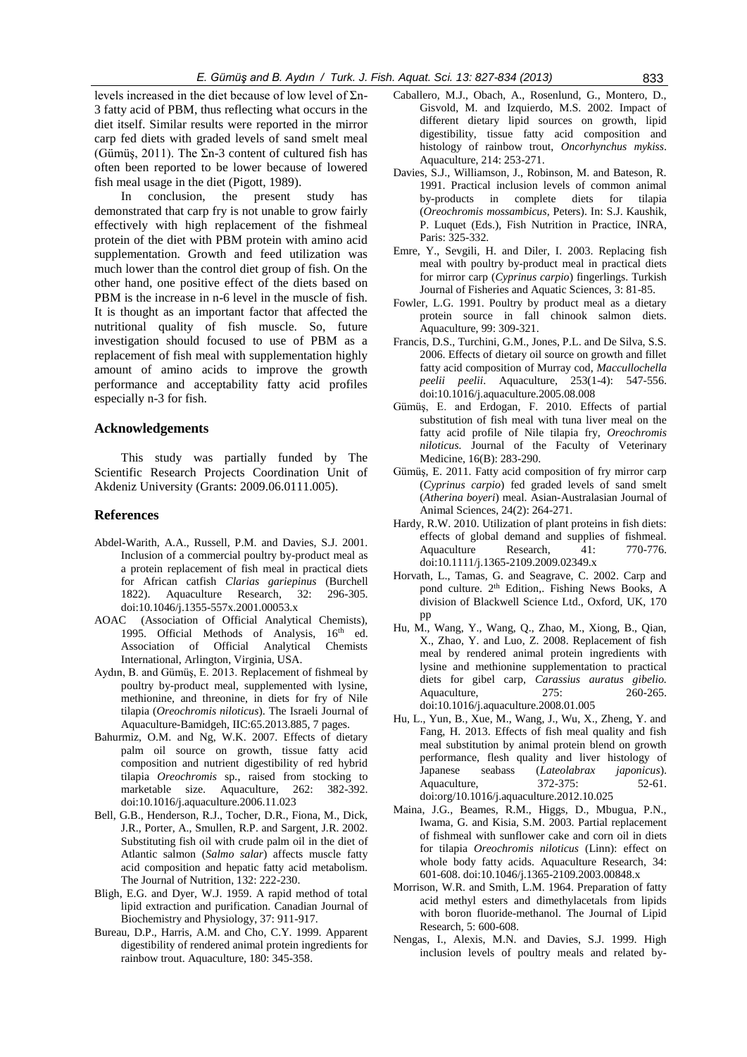levels increased in the diet because of low level of Σn-3 fatty acid of PBM, thus reflecting what occurs in the diet itself. Similar results were reported in the mirror carp fed diets with graded levels of sand smelt meal (Gümüş, 2011). The Σn-3 content of cultured fish has often been reported to be lower because of lowered fish meal usage in the diet (Pigott, 1989).

In conclusion, the present study has demonstrated that carp fry is not unable to grow fairly effectively with high replacement of the fishmeal protein of the diet with PBM protein with amino acid supplementation. Growth and feed utilization was much lower than the control diet group of fish. On the other hand, one positive effect of the diets based on PBM is the increase in n-6 level in the muscle of fish. It is thought as an important factor that affected the nutritional quality of fish muscle. So, future investigation should focused to use of PBM as a replacement of fish meal with supplementation highly amount of amino acids to improve the growth performance and acceptability fatty acid profiles especially n-3 for fish.

## Acknowledgements

This study was partially funded by The Scientific Research Projects Coordination Unit of Akdeniz University (Grants: 2009.06.0111.005).

## References

Abdel-Warith, A.A., Russell, P.M. and Davies, S.J. 2001. Inclusion of a commercial poultry by-product meal as a protein replacement of fish meal in practical diets for African catfish *Clarias gariepinus* (Burchell 1822). Aquaculture Research, 32: 296-305. doi:10.1046/j.1355-557x.2001.00053.x

AOAC (Association of Official Analytical Chemists), 1995. Official Methods of Analysis, 16th ed. Association of Official Analytical Chemists International, Arlington, Virginia, USA.

Aydın, B. and Gümüş, E. 2013. Replacement of fishmeal by poultry by-product meal, supplemented with lysine, methionine, and threonine, in diets for fry of Nile tilapia (*Oreochromis niloticus*). The Israeli Journal of Aquaculture-Bamidgeh, IIC:65.2013.885, 7 pages.

Bahurmiz, O.M. and Ng, W.K. 2007. Effects of dietary palm oil source on growth, tissue fatty acid composition and nutrient digestibility of red hybrid tilapia *Oreochromis* sp., raised from stocking to marketable size. Aquaculture, 262: 382-392. doi:10.1016/j.aquaculture.2006.11.023

Bell, G.B., Henderson, R.J., Tocher, D.R., Fiona, M., Dick, J.R., Porter, A., Smullen, R.P. and Sargent, J.R. 2002. Substituting fish oil with crude palm oil in the diet of Atlantic salmon (*Salmo salar*) affects muscle fatty acid composition and hepatic fatty acid metabolism. The Journal of Nutrition, 132: 222-230.

Bligh, E.G. and Dyer, W.J. 1959. A rapid method of total lipid extraction and purification. Canadian Journal of Biochemistry and Physiology, 37: 911-917.

Bureau, D.P., Harris, A.M. and Cho, C.Y. 1999. Apparent digestibility of rendered animal protein ingredients for rainbow trout. Aquaculture, 180: 345-358.

Caballero, M.J., Obach, A., Rosenlund, G., Montero, D., Gisvold, M. and Izquierdo, M.S. 2002. Impact of different dietary lipid sources on growth, lipid digestibility, tissue fatty acid composition and histology of rainbow trout, *Oncorhynchus mykiss*. Aquaculture, 214: 253-271.

Davies, S.J., Williamson, J., Robinson, M. and Bateson, R. 1991. Practical inclusion levels of common animal by-products in complete diets for tilapia (*Oreochromis mossambicus*, Peters). In: S.J. Kaushik, P. Luquet (Eds.), Fish Nutrition in Practice, INRA, Paris: 325-332.

Emre, Y., Sevgili, H. and Diler, I. 2003. Replacing fish meal with poultry by-product meal in practical diets for mirror carp (*Cyprinus carpio*) fingerlings. Turkish Journal of Fisheries and Aquatic Sciences, 3: 81-85.

Fowler, L.G. 1991. Poultry by product meal as a dietary protein source in fall chinook salmon diets. Aquaculture, 99: 309-321.

Francis, D.S., Turchini, G.M., Jones, P.L. and De Silva, S.S. 2006. Effects of dietary oil source on growth and fillet fatty acid composition of Murray cod, *Maccullochella peelii peelii*. Aquaculture, 253(1-4): 547-556. doi:10.1016/j.aquaculture.2005.08.008

Gümüş, E. and Erdogan, F. 2010. Effects of partial substitution of fish meal with tuna liver meal on the fatty acid profile of Nile tilapia fry, *Oreochromis niloticus.* Journal of the Faculty of Veterinary Medicine, 16(B): 283-290.

Gümüş, E. 2011. Fatty acid composition of fry mirror carp (*Cyprinus carpio*) fed graded levels of sand smelt (*Atherina boyeri*) meal. Asian-Australasian Journal of Animal Sciences, 24(2): 264-271.

Hardy, R.W. 2010. Utilization of plant proteins in fish diets: effects of global demand and supplies of fishmeal. Aquaculture Research, 41: 770-776. doi:10.1111/j.1365-2109.2009.02349.x

Horvath, L., Tamas, G. and Seagrave, C. 2002. Carp and pond culture. 2th Edition,. Fishing News Books, A division of Blackwell Science Ltd., Oxford, UK, 170 pp

Hu, M., Wang, Y., Wang, Q., Zhao, M., Xiong, B., Qian, X., Zhao, Y. and Luo, Z. 2008. Replacement of fish meal by rendered animal protein ingredients with lysine and methionine supplementation to practical diets for gibel carp, *Carassius auratus gibelio.* Aquaculture, 275: 260-265. doi:10.1016/j.aquaculture.2008.01.005

Hu, L., Yun, B., Xue, M., Wang, J., Wu, X., Zheng, Y. and Fang, H. 2013. Effects of fish meal quality and fish meal substitution by animal protein blend on growth performance, flesh quality and liver histology of Japanese seabass (*Lateolabrax japonicus*). Aquaculture, 372-375: 52-61. doi:org/10.1016/j.aquaculture.2012.10.025

Maina, J.G., Beames, R.M., Higgs, D., Mbugua, P.N., Iwama, G. and Kisia, S.M. 2003. Partial replacement of fishmeal with sunflower cake and corn oil in diets for tilapia *Oreochromis niloticus* (Linn): effect on whole body fatty acids. Aquaculture Research, 34: 601-608. doi:10.1046/j.1365-2109.2003.00848.x

Morrison, W.R. and Smith, L.M. 1964. Preparation of fatty acid methyl esters and dimethylacetals from lipids with boron fluoride-methanol. The Journal of Lipid Research, 5: 600-608.

Nengas, I., Alexis, M.N. and Davies, S.J. 1999. High inclusion levels of poultry meals and related by-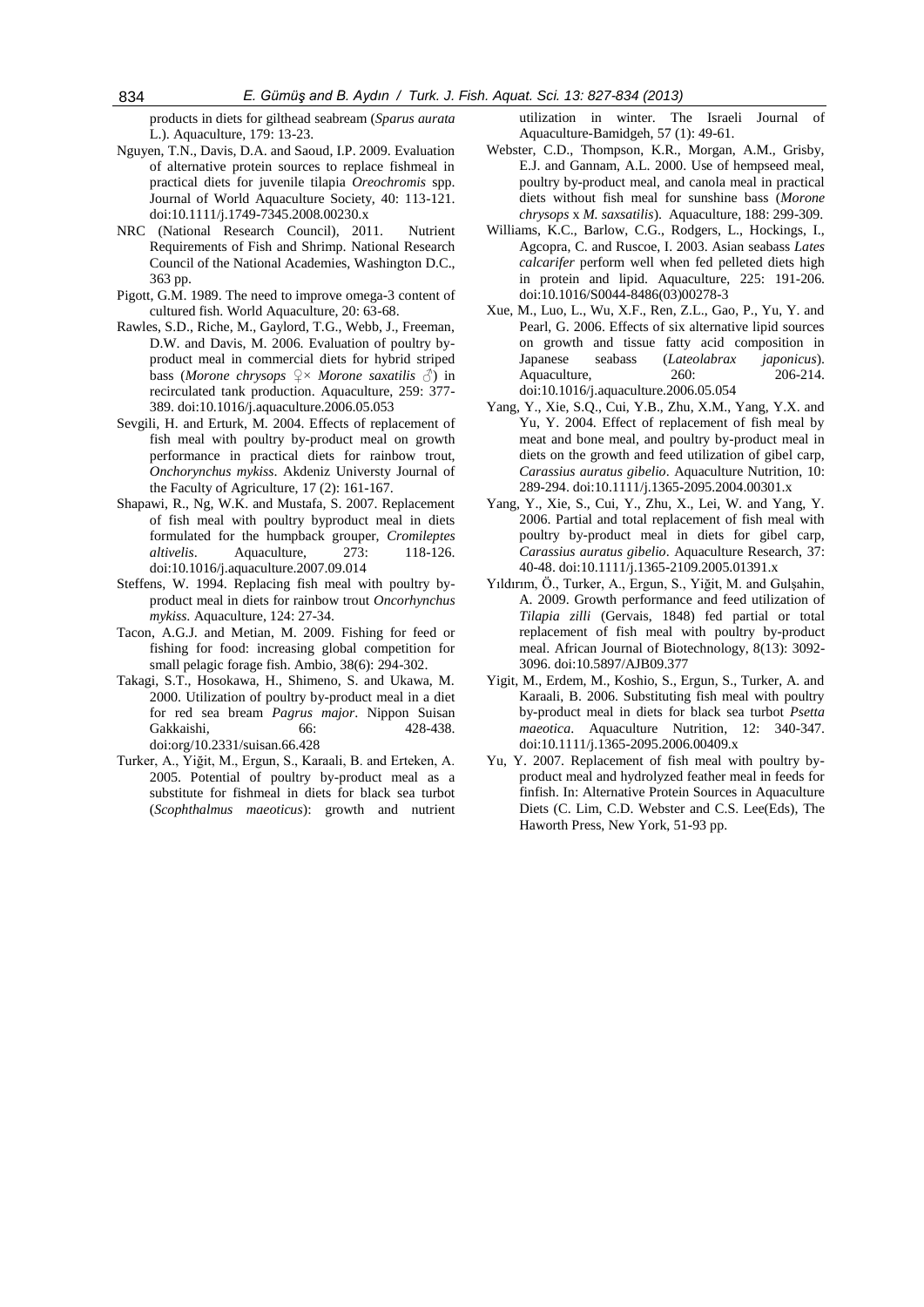products in diets for gilthead seabream (*Sparus aurata* L.). Aquaculture, 179: 13-23.

Nguyen, T.N., Davis, D.A. and Saoud, I.P. 2009. Evaluation of alternative protein sources to replace fishmeal in practical diets for juvenile tilapia *Oreochromis* spp. Journal of World Aquaculture Society, 40: 113-121. doi:10.1111/j.1749-7345.2008.00230.x

NRC (National Research Council), 2011. Nutrient Requirements of Fish and Shrimp. National Research Council of the National Academies, Washington D.C., 363 pp.

Pigott, G.M. 1989. The need to improve omega-3 content of cultured fish. World Aquaculture, 20: 63-68.

Rawles, S.D., Riche, M., Gaylord, T.G., Webb, J., Freeman, D.W. and Davis, M. 2006. Evaluation of poultry by-product meal in commercial diets for hybrid striped bass (*Morone chrysops* ♀× *Morone saxatilis* ♂) in recirculated tank production. Aquaculture, 259: 377-389. doi:10.1016/j.aquaculture.2006.05.053

Sevgili, H. and Erturk, M. 2004. Effects of replacement of fish meal with poultry by-product meal on growth performance in practical diets for rainbow trout, *Onchorynchus mykiss*. Akdeniz Universty Journal of the Faculty of Agriculture, 17 (2): 161-167.

Shapawi, R., Ng, W.K. and Mustafa, S. 2007. Replacement of fish meal with poultry byproduct meal in diets formulated for the humpback grouper, *Cromileptes altivelis*. Aquaculture, 273: 118-126. doi:10.1016/j.aquaculture.2007.09.014

Steffens, W. 1994. Replacing fish meal with poultry by-product meal in diets for rainbow trout *Oncorhynchus mykiss*. Aquaculture, 124: 27-34.

Tacon, A.G.J. and Metian, M. 2009. Fishing for feed or fishing for food: increasing global competition for small pelagic forage fish. Ambio, 38(6): 294-302.

Takagi, S.T., Hosokawa, H., Shimeno, S. and Ukawa, M. 2000. Utilization of poultry by-product meal in a diet for red sea bream *Pagrus major*. Nippon Suisan Gakkaishi, 66: 428-438. doi:org/10.2331/suisan.66.428

Turker, A., Yiğit, M., Ergun, S., Karaali, B. and Erteken, A. 2005. Potential of poultry by-product meal as a substitute for fishmeal in diets for black sea turbot (*Scophthalmus maeoticus*): growth and nutrient utilization in winter. The Israeli Journal of Aquaculture-Bamidgeh, 57 (1): 49-61.

Webster, C.D., Thompson, K.R., Morgan, A.M., Grisby, E.J. and Gannam, A.L. 2000. Use of hempseed meal, poultry by-product meal, and canola meal in practical diets without fish meal for sunshine bass (*Morone chrysops* x *M. saxsatilis*). Aquaculture, 188: 299-309.

Williams, K.C., Barlow, C.G., Rodgers, L., Hockings, I., Agcopra, C. and Ruscoe, I. 2003. Asian seabass *Lates calcarifer* perform well when fed pelleted diets high in protein and lipid. Aquaculture, 225: 191-206. doi:10.1016/S0044-8486(03)00278-3

Xue, M., Luo, L., Wu, X.F., Ren, Z.L., Gao, P., Yu, Y. and Pearl, G. 2006. Effects of six alternative lipid sources on growth and tissue fatty acid composition in Japanese seabass (*Lateolabrax japonicus*). Aquaculture, 260: 206-214. doi:10.1016/j.aquaculture.2006.05.054

Yang, Y., Xie, S.Q., Cui, Y.B., Zhu, X.M., Yang, Y.X. and Yu, Y. 2004. Effect of replacement of fish meal by meat and bone meal, and poultry by-product meal in diets on the growth and feed utilization of gibel carp, *Carassius auratus gibelio*. Aquaculture Nutrition, 10: 289-294. doi:10.1111/j.1365-2095.2004.00301.x

Yang, Y., Xie, S., Cui, Y., Zhu, X., Lei, W. and Yang, Y. 2006. Partial and total replacement of fish meal with poultry by-product meal in diets for gibel carp, *Carassius auratus gibelio*. Aquaculture Research, 37: 40-48. doi:10.1111/j.1365-2109.2005.01391.x

Yıldırım, Ö., Turker, A., Ergun, S., Yiğit, M. and Gulşahin, A. 2009. Growth performance and feed utilization of *Tilapia zilli* (Gervais, 1848) fed partial or total replacement of fish meal with poultry by-product meal. African Journal of Biotechnology, 8(13): 3092-3096. doi:10.5897/AJB09.377

Yigit, M., Erdem, M., Koshio, S., Ergun, S., Turker, A. and Karaali, B. 2006. Substituting fish meal with poultry by-product meal in diets for black sea turbot *Psetta maeotica*. Aquaculture Nutrition, 12: 340-347. doi:10.1111/j.1365-2095.2006.00409.x

Yu, Y. 2007. Replacement of fish meal with poultry by-product meal and hydrolyzed feather meal in feeds for finfish. In: Alternative Protein Sources in Aquaculture Diets (C. Lim, C.D. Webster and C.S. Lee(Eds), The Haworth Press, New York, 51-93 pp.